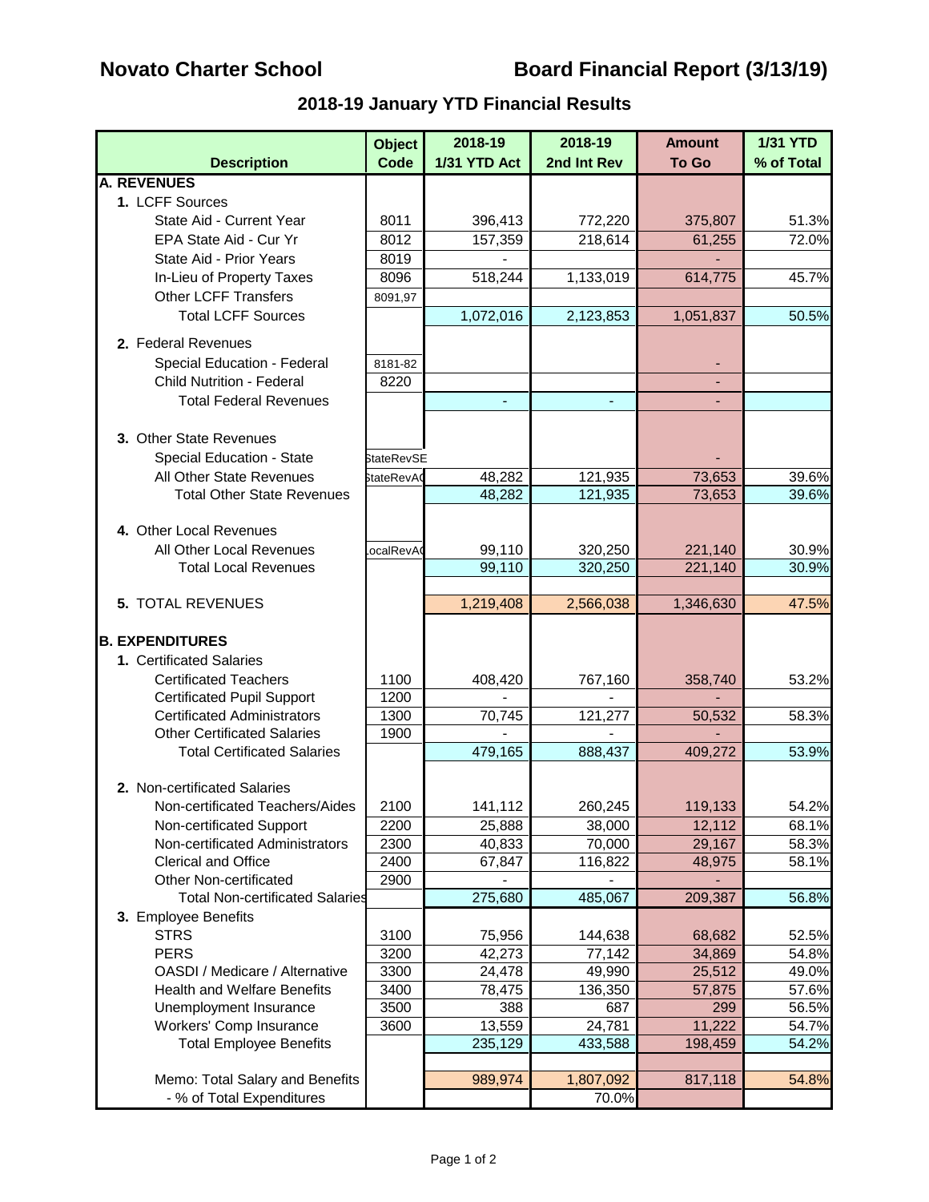# Novato Charter School

# Board Financial Report (3/13/19)

## 2018-19 January YTD Financial Results

| Description | Object Code | 2018-19 1/31 YTD Act | 2018-19 2nd Int Rev | Amount To Go | 1/31 YTD % of Total |
|---|---|---|---|---|---|
| **A. REVENUES** | | | | | |
| **1.** LCFF Sources | | | | | |
| State Aid - Current Year | 8011 | 396,413 | 772,220 | 375,807 | 51.3% |
| EPA State Aid - Cur Yr | 8012 | 157,359 | 218,614 | 61,255 | 72.0% |
| State Aid - Prior Years | 8019 | - | | - | |
| In-Lieu of Property Taxes | 8096 | 518,244 | 1,133,019 | 614,775 | 45.7% |
| Other LCFF Transfers | 8091,97 | | | | |
| Total LCFF Sources | | 1,072,016 | 2,123,853 | 1,051,837 | 50.5% |
| **2.** Federal Revenues | | | | | |
| Special Education - Federal | 8181-82 | | | - | |
| Child Nutrition - Federal | 8220 | | | - | |
| Total Federal Revenues | | - | - | - | |
| **3.** Other State Revenues | | | | | |
| Special Education - State | StateRevSE | | | - | |
| All Other State Revenues | StateRevAO | 48,282 | 121,935 | 73,653 | 39.6% |
| Total Other State Revenues | | 48,282 | 121,935 | 73,653 | 39.6% |
| **4.** Other Local Revenues | | | | | |
| All Other Local Revenues | LocalRevAO | 99,110 | 320,250 | 221,140 | 30.9% |
| Total Local Revenues | | 99,110 | 320,250 | 221,140 | 30.9% |
| **5.** TOTAL REVENUES | | 1,219,408 | 2,566,038 | 1,346,630 | 47.5% |
| **B. EXPENDITURES** | | | | | |
| **1.** Certificated Salaries | | | | | |
| Certificated Teachers | 1100 | 408,420 | 767,160 | 358,740 | 53.2% |
| Certificated Pupil Support | 1200 | - | - | - | |
| Certificated Administrators | 1300 | 70,745 | 121,277 | 50,532 | 58.3% |
| Other Certificated Salaries | 1900 | - | - | - | |
| Total Certificated Salaries | | 479,165 | 888,437 | 409,272 | 53.9% |
| **2.** Non-certificated Salaries | | | | | |
| Non-certificated Teachers/Aides | 2100 | 141,112 | 260,245 | 119,133 | 54.2% |
| Non-certificated Support | 2200 | 25,888 | 38,000 | 12,112 | 68.1% |
| Non-certificated Administrators | 2300 | 40,833 | 70,000 | 29,167 | 58.3% |
| Clerical and Office | 2400 | 67,847 | 116,822 | 48,975 | 58.1% |
| Other Non-certificated | 2900 | - | - | - | |
| Total Non-certificated Salaries | | 275,680 | 485,067 | 209,387 | 56.8% |
| **3.** Employee Benefits | | | | | |
| STRS | 3100 | 75,956 | 144,638 | 68,682 | 52.5% |
| PERS | 3200 | 42,273 | 77,142 | 34,869 | 54.8% |
| OASDI / Medicare / Alternative | 3300 | 24,478 | 49,990 | 25,512 | 49.0% |
| Health and Welfare Benefits | 3400 | 78,475 | 136,350 | 57,875 | 57.6% |
| Unemployment Insurance | 3500 | 388 | 687 | 299 | 56.5% |
| Workers' Comp Insurance | 3600 | 13,559 | 24,781 | 11,222 | 54.7% |
| Total Employee Benefits | | 235,129 | 433,588 | 198,459 | 54.2% |
| Memo: Total Salary and Benefits | | 989,974 | 1,807,092 | 817,118 | 54.8% |
| - % of Total Expenditures | | | 70.0% | | |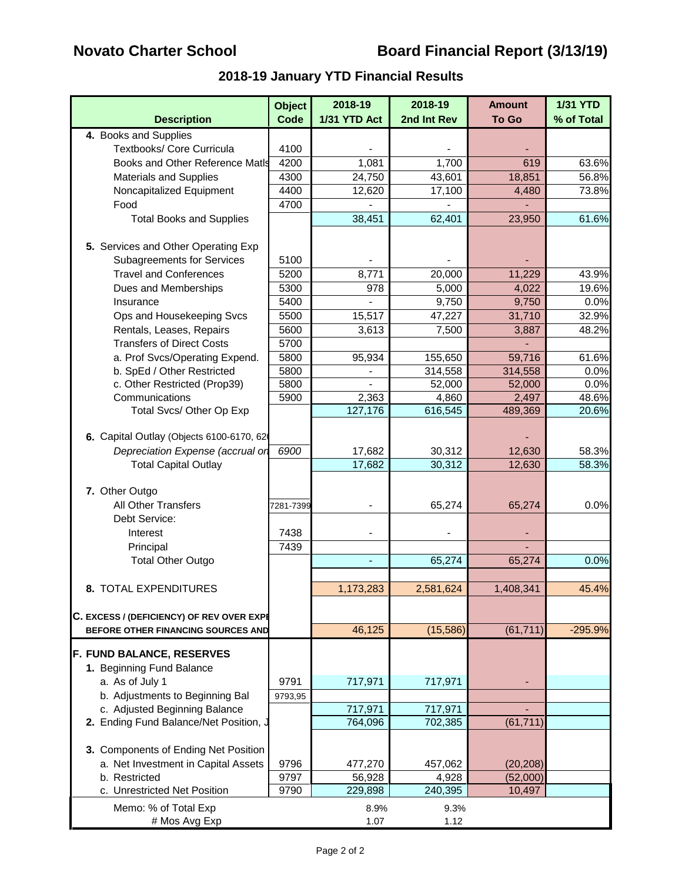**Novato Charter School** **Board Financial Report (3/13/19)**

## 2018-19 January YTD Financial Results

| Description | Object Code | 2018-19 1/31 YTD Act | 2018-19 2nd Int Rev | Amount To Go | 1/31 YTD % of Total |
|---|---|---|---|---|---|
| **4.** Books and Supplies | | | | | |
| Textbooks/ Core Curricula | 4100 | - | - | - | |
| Books and Other Reference Matls | 4200 | 1,081 | 1,700 | 619 | 63.6% |
| Materials and Supplies | 4300 | 24,750 | 43,601 | 18,851 | 56.8% |
| Noncapitalized Equipment | 4400 | 12,620 | 17,100 | 4,480 | 73.8% |
| Food | 4700 | - | - | - | |
| Total Books and Supplies | | 38,451 | 62,401 | 23,950 | 61.6% |
| | | | | | |
| **5.** Services and Other Operating Exp | | | | | |
| Subagreements for Services | 5100 | - | - | - | |
| Travel and Conferences | 5200 | 8,771 | 20,000 | 11,229 | 43.9% |
| Dues and Memberships | 5300 | 978 | 5,000 | 4,022 | 19.6% |
| Insurance | 5400 | - | 9,750 | 9,750 | 0.0% |
| Ops and Housekeeping Svcs | 5500 | 15,517 | 47,227 | 31,710 | 32.9% |
| Rentals, Leases, Repairs | 5600 | 3,613 | 7,500 | 3,887 | 48.2% |
| Transfers of Direct Costs | 5700 | | | - | |
| a. Prof Svcs/Operating Expend. | 5800 | 95,934 | 155,650 | 59,716 | 61.6% |
| b. SpEd / Other Restricted | 5800 | - | 314,558 | 314,558 | 0.0% |
| c. Other Restricted (Prop39) | 5800 | - | 52,000 | 52,000 | 0.0% |
| Communications | 5900 | 2,363 | 4,860 | 2,497 | 48.6% |
| Total Svcs/ Other Op Exp | | 127,176 | 616,545 | 489,369 | 20.6% |
| | | | | | |
| **6.** Capital Outlay (Objects 6100-6170, 62 | | | | - | |
| *Depreciation Expense (accrual on* | *6900* | 17,682 | 30,312 | 12,630 | 58.3% |
| Total Capital Outlay | | 17,682 | 30,312 | 12,630 | 58.3% |
| | | | | | |
| **7.** Other Outgo | | | | | |
| All Other Transfers | 7281-7399 | - | 65,274 | 65,274 | 0.0% |
| Debt Service: | | | | | |
| Interest | 7438 | - | - | - | |
| Principal | 7439 | | | - | |
| Total Other Outgo | | - | 65,274 | 65,274 | 0.0% |
| | | | | | |
| **8.** TOTAL EXPENDITURES | | 1,173,283 | 2,581,624 | 1,408,341 | 45.4% |
| | | | | | |
| **C. EXCESS / (DEFICIENCY) OF REV OVER EXPE BEFORE OTHER FINANCING SOURCES AND** | | 46,125 | (15,586) | (61,711) | -295.9% |
| | | | | | |
| **F. FUND BALANCE, RESERVES** | | | | | |
| **1.** Beginning Fund Balance | | | | | |
| a. As of July 1 | 9791 | 717,971 | 717,971 | - | |
| b. Adjustments to Beginning Bal | 9793,95 | | | | |
| c. Adjusted Beginning Balance | | 717,971 | 717,971 | - | |
| **2.** Ending Fund Balance/Net Position, J | | 764,096 | 702,385 | (61,711) | |
| | | | | | |
| **3.** Components of Ending Net Position | | | | | |
| a. Net Investment in Capital Assets | 9796 | 477,270 | 457,062 | (20,208) | |
| b. Restricted | 9797 | 56,928 | 4,928 | (52,000) | |
| c. Unrestricted Net Position | 9790 | 229,898 | 240,395 | 10,497 | |
| Memo: % of Total Exp | | 8.9% | 9.3% | | |
| # Mos Avg Exp | | 1.07 | 1.12 | | |